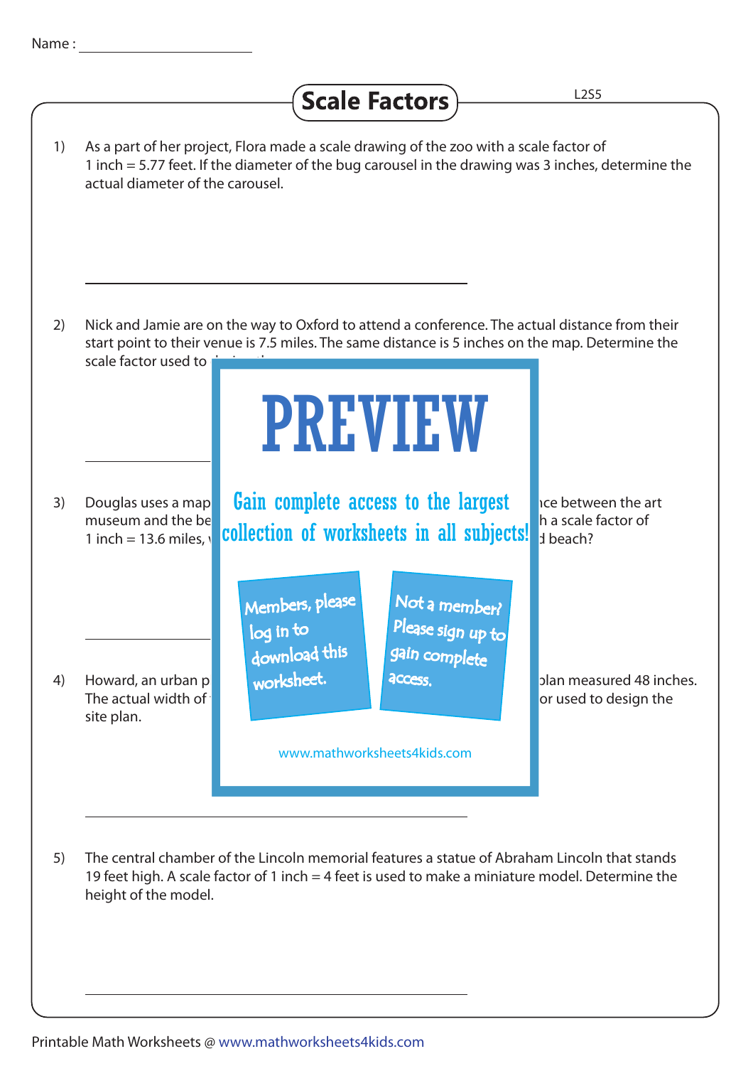Name : ____________________

# Scale Factors

L2S5

1) As a part of her project, Flora made a scale drawing of the zoo with a scale factor of 1 inch = 5.77 feet. If the diameter of the bug carousel in the drawing was 3 inches, determine the actual diameter of the carousel.

______________________________

2) Nick and Jamie are on the way to Oxford to attend a conference. The actual distance from their start point to their venue is 7.5 miles. The same distance is 5 inches on the map. Determine the scale factor used to d

______________________________

3) Douglas uses a map ... nce between the art museum and the be ... h a scale factor of 1 inch = 13.6 miles, ... d beach?

______________________________

4) Howard, an urban p ... plan measured 48 inches. The actual width of ... or used to design the site plan.

______________________________

5) The central chamber of the Lincoln memorial features a statue of Abraham Lincoln that stands 19 feet high. A scale factor of 1 inch = 4 feet is used to make a miniature model. Determine the height of the model.

______________________________

PREVIEW

Gain complete access to the largest collection of worksheets in all subjects!

Members, please log in to download this worksheet.

Not a member? Please sign up to gain complete access.

www.mathworksheets4kids.com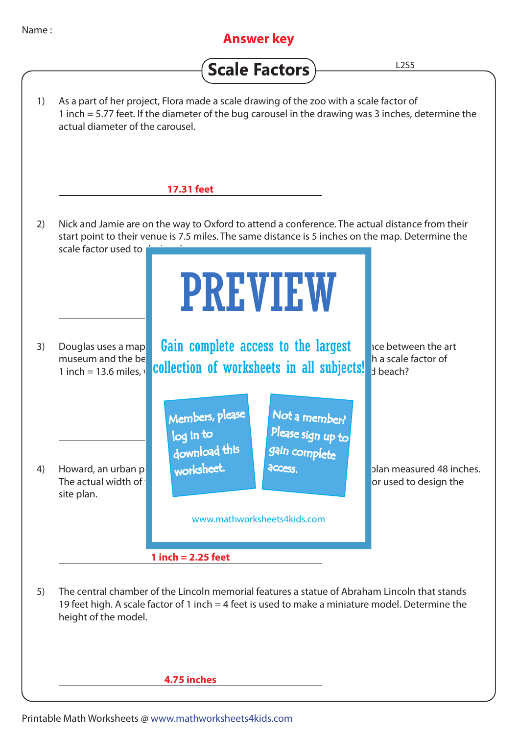Name :

**Answer key**

# Scale Factors

L2S5

1) As a part of her project, Flora made a scale drawing of the zoo with a scale factor of 1 inch = 5.77 feet. If the diameter of the bug carousel in the drawing was 3 inches, determine the actual diameter of the carousel.

**17.31 feet**

2) Nick and Jamie are on the way to Oxford to attend a conference. The actual distance from their start point to their venue is 7.5 miles. The same distance is 5 inches on the map. Determine the scale factor used to d

3) Douglas uses a map museum and the be 1 inch = 13.6 miles, v

nce between the art h a scale factor of d beach?

4) Howard, an urban p The actual width of site plan.

plan measured 48 inches. or used to design the

**1 inch = 2.25 feet**

5) The central chamber of the Lincoln memorial features a statue of Abraham Lincoln that stands 19 feet high. A scale factor of 1 inch = 4 feet is used to make a miniature model. Determine the height of the model.

**4.75 inches**

Printable Math Worksheets @ www.mathworksheets4kids.com